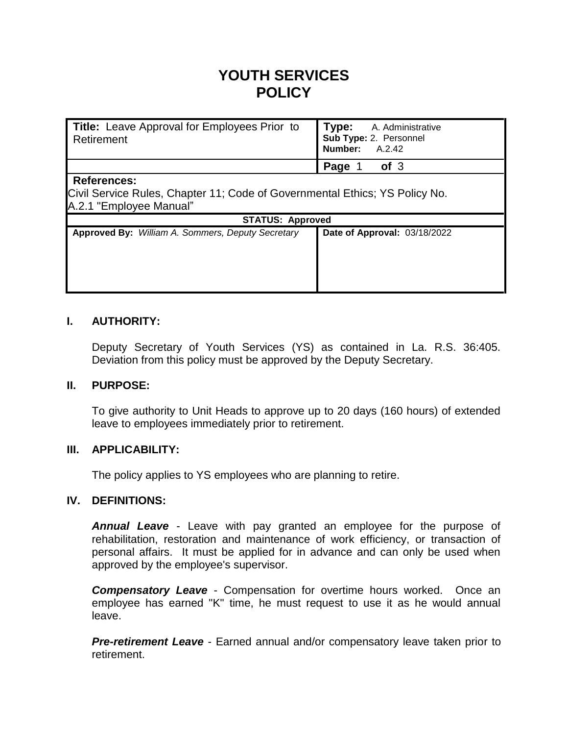# YOUTH SERVICES POLICY

| **Title:** Leave Approval for Employees Prior to Retirement | **Type:** A. Administrative<br>**Sub Type:** 2. Personnel<br>**Number:** A.2.42 |
|---|---|
| | **Page** 1 **of** 3 |
| **References:**<br>Civil Service Rules, Chapter 11; Code of Governmental Ethics; YS Policy No. A.2.1 "Employee Manual" | |
| **STATUS: Approved** | |
| **Approved By:** *William A. Sommers, Deputy Secretary* | **Date of Approval:** 03/18/2022 |

## I. AUTHORITY:

Deputy Secretary of Youth Services (YS) as contained in La. R.S. 36:405. Deviation from this policy must be approved by the Deputy Secretary.

## II. PURPOSE:

To give authority to Unit Heads to approve up to 20 days (160 hours) of extended leave to employees immediately prior to retirement.

## III. APPLICABILITY:

The policy applies to YS employees who are planning to retire.

## IV. DEFINITIONS:

***Annual Leave*** - Leave with pay granted an employee for the purpose of rehabilitation, restoration and maintenance of work efficiency, or transaction of personal affairs. It must be applied for in advance and can only be used when approved by the employee's supervisor.

***Compensatory Leave*** - Compensation for overtime hours worked. Once an employee has earned "K" time, he must request to use it as he would annual leave.

***Pre-retirement Leave*** - Earned annual and/or compensatory leave taken prior to retirement.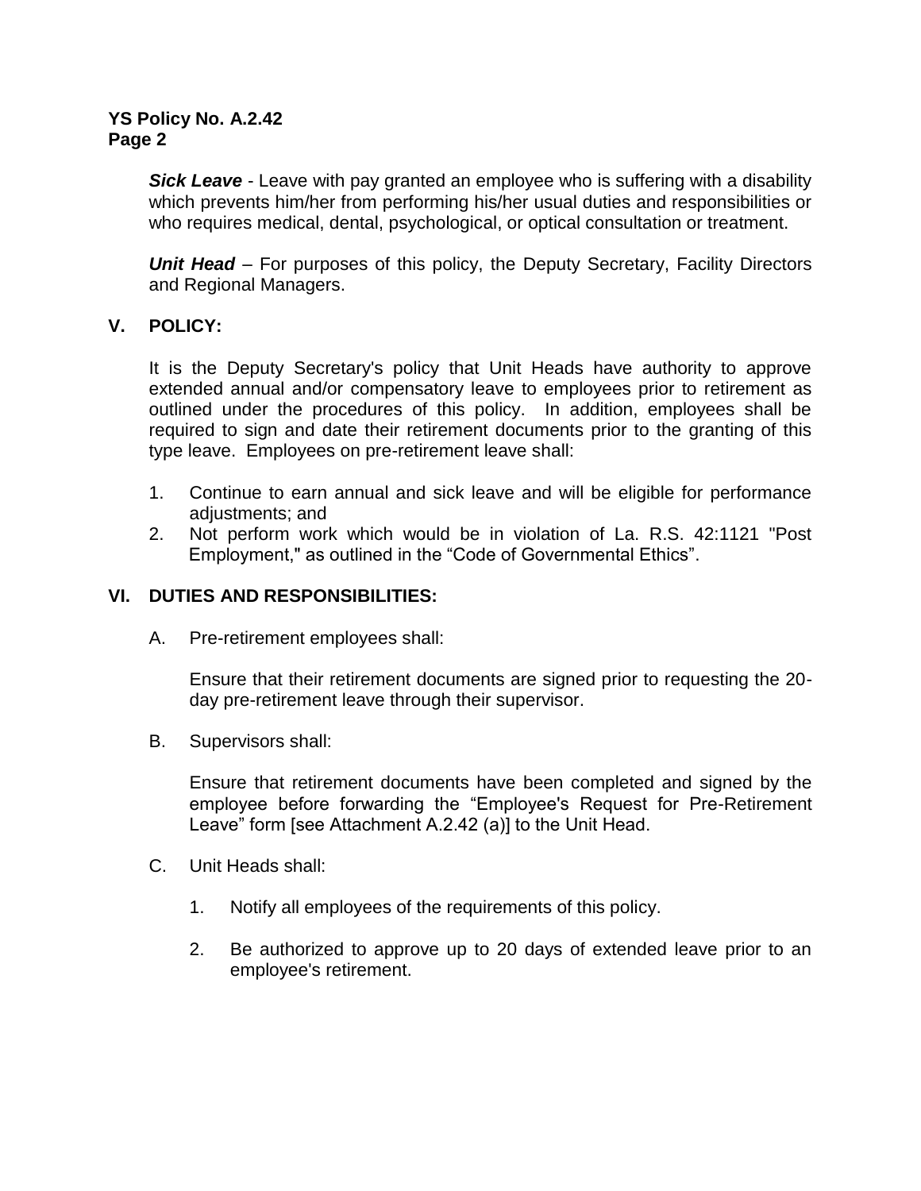***Sick Leave*** - Leave with pay granted an employee who is suffering with a disability which prevents him/her from performing his/her usual duties and responsibilities or who requires medical, dental, psychological, or optical consultation or treatment.

***Unit Head*** – For purposes of this policy, the Deputy Secretary, Facility Directors and Regional Managers.

## V. POLICY:

It is the Deputy Secretary's policy that Unit Heads have authority to approve extended annual and/or compensatory leave to employees prior to retirement as outlined under the procedures of this policy. In addition, employees shall be required to sign and date their retirement documents prior to the granting of this type leave. Employees on pre-retirement leave shall:

1. Continue to earn annual and sick leave and will be eligible for performance adjustments; and
2. Not perform work which would be in violation of La. R.S. 42:1121 "Post Employment," as outlined in the "Code of Governmental Ethics".

## VI. DUTIES AND RESPONSIBILITIES:

A. Pre-retirement employees shall:

   Ensure that their retirement documents are signed prior to requesting the 20-day pre-retirement leave through their supervisor.

B. Supervisors shall:

   Ensure that retirement documents have been completed and signed by the employee before forwarding the "Employee's Request for Pre-Retirement Leave" form [see Attachment A.2.42 (a)] to the Unit Head.

C. Unit Heads shall:

   1. Notify all employees of the requirements of this policy.

   2. Be authorized to approve up to 20 days of extended leave prior to an employee's retirement.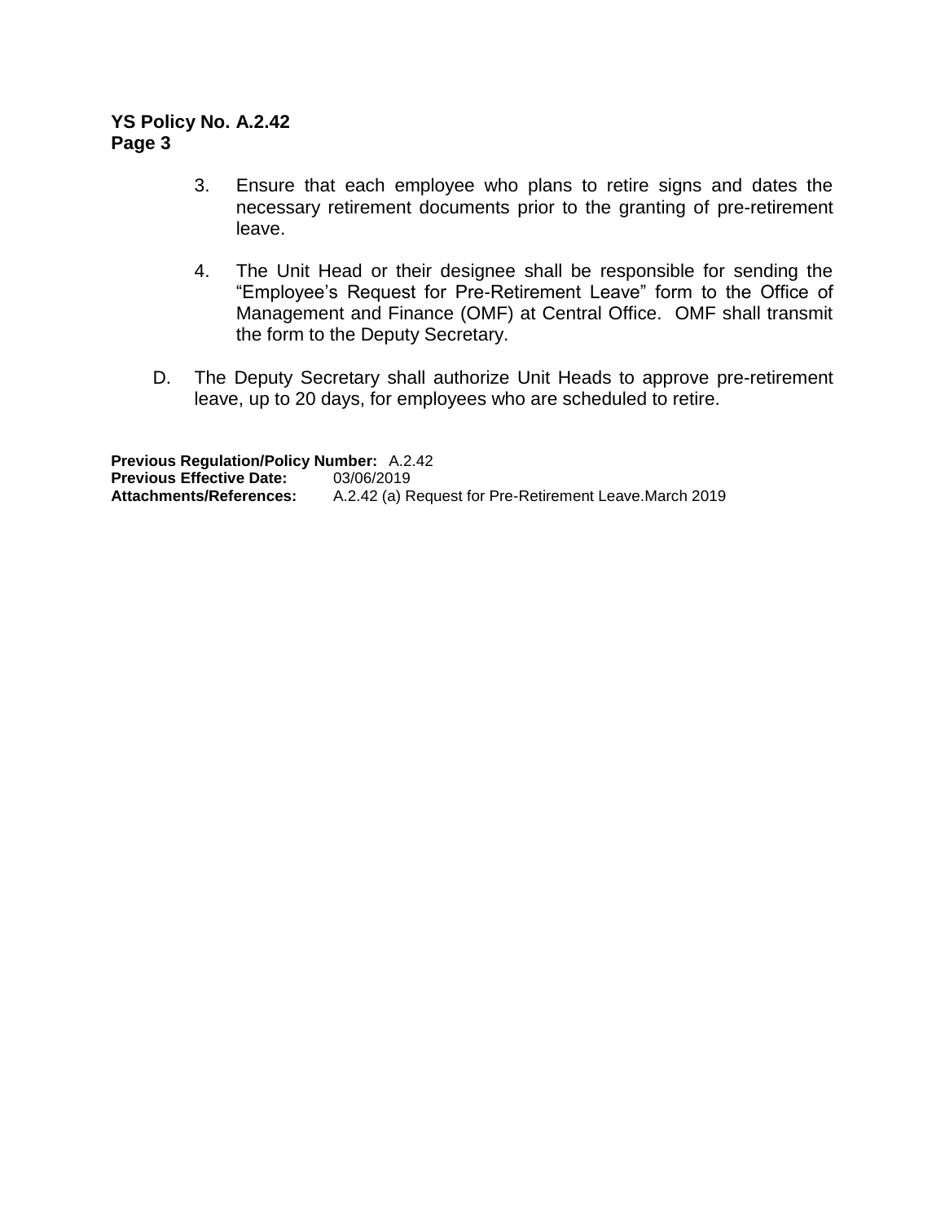3. Ensure that each employee who plans to retire signs and dates the necessary retirement documents prior to the granting of pre-retirement leave.

4. The Unit Head or their designee shall be responsible for sending the "Employee's Request for Pre-Retirement Leave" form to the Office of Management and Finance (OMF) at Central Office. OMF shall transmit the form to the Deputy Secretary.

D. The Deputy Secretary shall authorize Unit Heads to approve pre-retirement leave, up to 20 days, for employees who are scheduled to retire.

**Previous Regulation/Policy Number:** A.2.42
**Previous Effective Date:** 03/06/2019
**Attachments/References:** A.2.42 (a) Request for Pre-Retirement Leave.March 2019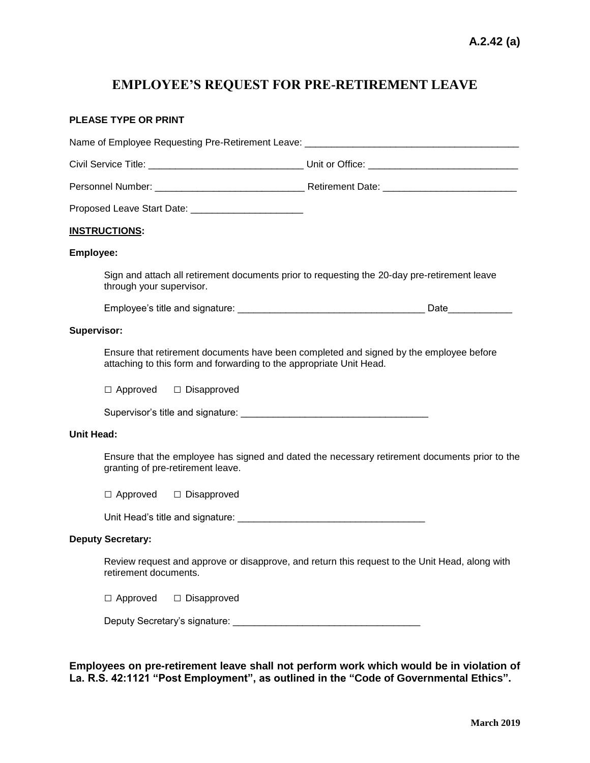**A.2.42 (a)**

# EMPLOYEE'S REQUEST FOR PRE-RETIREMENT LEAVE

**PLEASE TYPE OR PRINT**

Name of Employee Requesting Pre-Retirement Leave: ________________________________________

Civil Service Title: ____________________________ Unit or Office: ____________________________

Personnel Number: ___________________________ Retirement Date: ________________________

Proposed Leave Start Date: _____________________

**INSTRUCTIONS:**

**Employee:**

Sign and attach all retirement documents prior to requesting the 20-day pre-retirement leave through your supervisor.

Employee's title and signature: ___________________________________ Date____________

**Supervisor:**

Ensure that retirement documents have been completed and signed by the employee before attaching to this form and forwarding to the appropriate Unit Head.

☐ Approved ☐ Disapproved

Supervisor's title and signature: ___________________________________

**Unit Head:**

Ensure that the employee has signed and dated the necessary retirement documents prior to the granting of pre-retirement leave.

☐ Approved ☐ Disapproved

Unit Head's title and signature: ___________________________________

**Deputy Secretary:**

Review request and approve or disapprove, and return this request to the Unit Head, along with retirement documents.

☐ Approved ☐ Disapproved

Deputy Secretary's signature: ___________________________________

**Employees on pre-retirement leave shall not perform work which would be in violation of La. R.S. 42:1121 "Post Employment", as outlined in the "Code of Governmental Ethics".**

**March 2019**